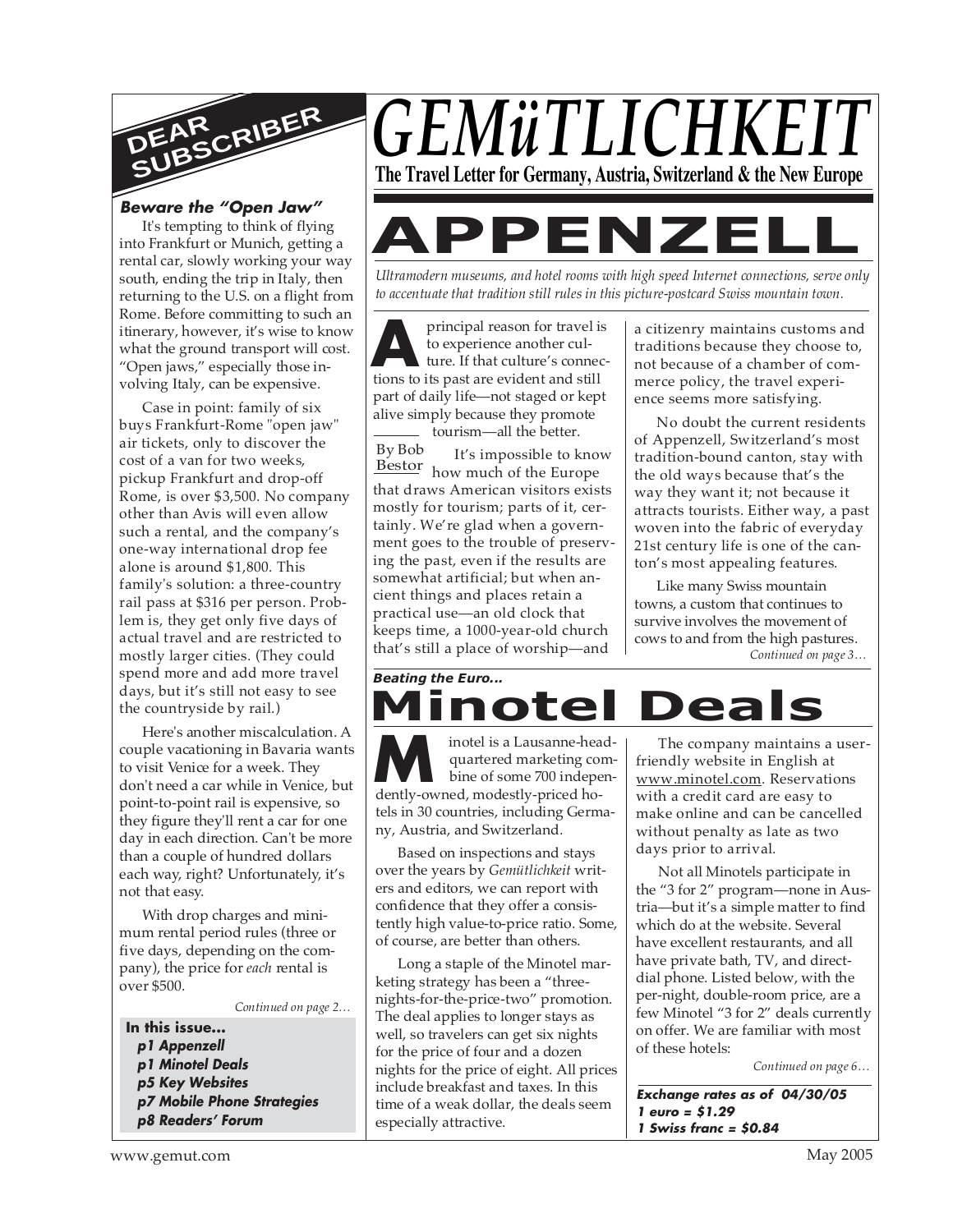# GEMüTLICHKEIT

**The Travel Letter for Germany, Austria, Switzerland & the New Europe**

## DEAR SUBSCRIBER

### *Beware the "Open Jaw"*

It's tempting to think of flying into Frankfurt or Munich, getting a rental car, slowly working your way south, ending the trip in Italy, then returning to the U.S. on a flight from Rome. Before committing to such an itinerary, however, it's wise to know what the ground transport will cost. "Open jaws," especially those involving Italy, can be expensive.

Case in point: family of six buys Frankfurt-Rome "open jaw" air tickets, only to discover the cost of a van for two weeks, pickup Frankfurt and drop-off Rome, is over $3,500. No company other than Avis will even allow such a rental, and the company's one-way international drop fee alone is around $1,800. This family's solution: a three-country rail pass at $316 per person. Problem is, they get only five days of actual travel and are restricted to mostly larger cities. (They could spend more and add more travel days, but it's still not easy to see the countryside by rail.)

Here's another miscalculation. A couple vacationing in Bavaria wants to visit Venice for a week. They don't need a car while in Venice, but point-to-point rail is expensive, so they figure they'll rent a car for one day in each direction. Can't be more than a couple of hundred dollars each way, right? Unfortunately, it's not that easy.

With drop charges and minimum rental period rules (three or five days, depending on the company), the price for *each* rental is over $500.

*Continued on page 2…*

**In this issue...**
- ***p1 Appenzell***
- ***p1 Minotel Deals***
- ***p5 Key Websites***
- ***p7 Mobile Phone Strategies***
- ***p8 Readers' Forum***

# APPENZELL

*Ultramodern museums, and hotel rooms with high speed Internet connections, serve only to accentuate that tradition still rules in this picture-postcard Swiss mountain town.*

By Bob Bestor

A principal reason for travel is to experience another culture. If that culture's connections to its past are evident and still part of daily life—not staged or kept alive simply because they promote tourism—all the better.

It's impossible to know how much of the Europe that draws American visitors exists mostly for tourism; parts of it, certainly. We're glad when a government goes to the trouble of preserving the past, even if the results are somewhat artificial; but when ancient things and places retain a practical use—an old clock that keeps time, a 1000-year-old church that's still a place of worship—and a citizenry maintains customs and traditions because they choose to, not because of a chamber of commerce policy, the travel experience seems more satisfying.

No doubt the current residents of Appenzell, Switzerland's most tradition-bound canton, stay with the old ways because that's the way they want it; not because it attracts tourists. Either way, a past woven into the fabric of everyday 21st century life is one of the canton's most appealing features.

Like many Swiss mountain towns, a custom that continues to survive involves the movement of cows to and from the high pastures.

*Continued on page 3…*

***Beating the Euro...***

# Minotel Deals

Minotel is a Lausanne-headquartered marketing combine of some 700 independently-owned, modestly-priced hotels in 30 countries, including Germany, Austria, and Switzerland.

Based on inspections and stays over the years by *Gemütlichkeit* writers and editors, we can report with confidence that they offer a consistently high value-to-price ratio. Some, of course, are better than others.

Long a staple of the Minotel marketing strategy has been a "three-nights-for-the-price-two" promotion. The deal applies to longer stays as well, so travelers can get six nights for the price of four and a dozen nights for the price of eight. All prices include breakfast and taxes. In this time of a weak dollar, the deals seem especially attractive.

The company maintains a user-friendly website in English at www.minotel.com. Reservations with a credit card are easy to make online and can be cancelled without penalty as late as two days prior to arrival.

Not all Minotels participate in the "3 for 2" program—none in Austria—but it's a simple matter to find which do at the website. Several have excellent restaurants, and all have private bath, TV, and direct-dial phone. Listed below, with the per-night, double-room price, are a few Minotel "3 for 2" deals currently on offer. We are familiar with most of these hotels:

*Continued on page 6…*

***Exchange rates as of 04/30/05***
***1 euro = $1.29***
***1 Swiss franc = $0.84***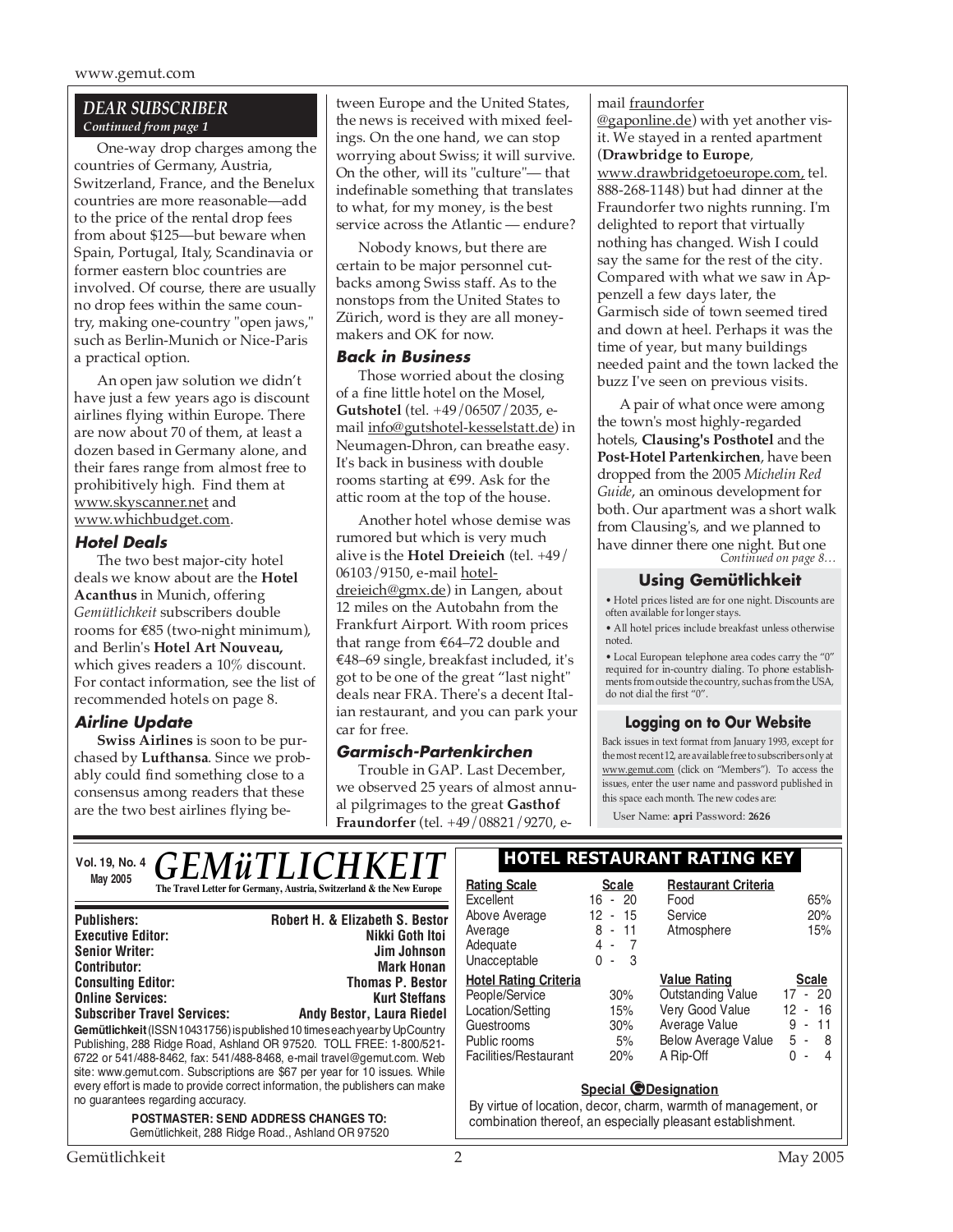## DEAR SUBSCRIBER

*Continued from page 1*

One-way drop charges among the countries of Germany, Austria, Switzerland, France, and the Benelux countries are more reasonable—add to the price of the rental drop fees from about $125—but beware when Spain, Portugal, Italy, Scandinavia or former eastern bloc countries are involved. Of course, there are usually no drop fees within the same country, making one-country "open jaws," such as Berlin-Munich or Nice-Paris a practical option.

An open jaw solution we didn't have just a few years ago is discount airlines flying within Europe. There are now about 70 of them, at least a dozen based in Germany alone, and their fares range from almost free to prohibitively high. Find them at www.skyscanner.net and www.whichbudget.com.

### Hotel Deals

The two best major-city hotel deals we know about are the **Hotel Acanthus** in Munich, offering *Gemütlichkeit* subscribers double rooms for €85 (two-night minimum), and Berlin's **Hotel Art Nouveau,** which gives readers a 10% discount. For contact information, see the list of recommended hotels on page 8.

### Airline Update

**Swiss Airlines** is soon to be purchased by **Lufthansa**. Since we probably could find something close to a consensus among readers that these are the two best airlines flying between Europe and the United States, the news is received with mixed feelings. On the one hand, we can stop worrying about Swiss; it will survive. On the other, will its "culture"— that indefinable something that translates to what, for my money, is the best service across the Atlantic — endure?

Nobody knows, but there are certain to be major personnel cutbacks among Swiss staff. As to the nonstops from the United States to Zürich, word is they are all money-makers and OK for now.

### Back in Business

Those worried about the closing of a fine little hotel on the Mosel, **Gutshotel** (tel. +49/06507/2035, e-mail info@gutshotel-kesselstatt.de) in Neumagen-Dhron, can breathe easy. It's back in business with double rooms starting at €99. Ask for the attic room at the top of the house.

Another hotel whose demise was rumored but which is very much alive is the **Hotel Dreieich** (tel. +49/06103/9150, e-mail hotel-dreieich@gmx.de) in Langen, about 12 miles on the Autobahn from the Frankfurt Airport. With room prices that range from €64–72 double and €48–69 single, breakfast included, it's got to be one of the great "last night" deals near FRA. There's a decent Italian restaurant, and you can park your car for free.

### Garmisch-Partenkirchen

Trouble in GAP. Last December, we observed 25 years of almost annual pilgrimages to the great **Gasthof Fraundorfer** (tel. +49/08821/9270, e-mail fraundorfer@gaponline.de) with yet another visit. We stayed in a rented apartment (**Drawbridge to Europe**, www.drawbridgetoeurope.com, tel. 888-268-1148) but had dinner at the Fraundorfer two nights running. I'm delighted to report that virtually nothing has changed. Wish I could say the same for the rest of the city. Compared with what we saw in Appenzell a few days later, the Garmisch side of town seemed tired and down at heel. Perhaps it was the time of year, but many buildings needed paint and the town lacked the buzz I've seen on previous visits.

A pair of what once were among the town's most highly-regarded hotels, **Clausing's Posthotel** and the **Post-Hotel Partenkirchen**, have been dropped from the 2005 *Michelin Red Guide*, an ominous development for both. Our apartment was a short walk from Clausing's, and we planned to have dinner there one night. But one

*Continued on page 8…*

### Using Gemütlichkeit

- Hotel prices listed are for one night. Discounts are often available for longer stays.
- All hotel prices include breakfast unless otherwise noted.
- Local European telephone area codes carry the "0" required for in-country dialing. To phone establishments from outside the country, such as from the USA, do not dial the first "0".

### Logging on to Our Website

Back issues in text format from January 1993, except for the most recent 12, are available free to subscribers only at www.gemut.com (click on "Members"). To access the issues, enter the user name and password published in this space each month. The new codes are:

User Name: **apri** Password: **2626**

---

Vol. 19, No. 4
May 2005

# *GEMüTLICHKEIT*

**The Travel Letter for Germany, Austria, Switzerland & the New Europe**

| | |
|---|---|
| **Publishers:** | **Robert H. & Elizabeth S. Bestor** |
| **Executive Editor:** | **Nikki Goth Itoi** |
| **Senior Writer:** | **Jim Johnson** |
| **Contributor:** | **Mark Honan** |
| **Consulting Editor:** | **Thomas P. Bestor** |
| **Online Services:** | **Kurt Steffans** |
| **Subscriber Travel Services:** | **Andy Bestor, Laura Riedel** |

**Gemütlichkeit** (ISSN 10431756) is published 10 times each year by UpCountry Publishing, 288 Ridge Road, Ashland OR 97520. TOLL FREE: 1-800/521-6722 or 541/488-8462, fax: 541/488-8468, e-mail travel@gemut.com. Web site: www.gemut.com. Subscriptions are $67 per year for 10 issues. While every effort is made to provide correct information, the publishers can make no guarantees regarding accuracy.

**POSTMASTER: SEND ADDRESS CHANGES TO:**
Gemütlichkeit, 288 Ridge Road., Ashland OR 97520

### HOTEL RESTAURANT RATING KEY

| Rating Scale | Scale |
|---|---|
| Excellent | 16 - 20 |
| Above Average | 12 - 15 |
| Average | 8 - 11 |
| Adequate | 4 - 7 |
| Unacceptable | 0 - 3 |

| Restaurant Criteria | |
|---|---|
| Food | 65% |
| Service | 20% |
| Atmosphere | 15% |

| Hotel Rating Criteria | |
|---|---|
| People/Service | 30% |
| Location/Setting | 15% |
| Guestrooms | 30% |
| Public rooms | 5% |
| Facilities/Restaurant | 20% |

| Value Rating | Scale |
|---|---|
| Outstanding Value | 17 - 20 |
| Very Good Value | 12 - 16 |
| Average Value | 9 - 11 |
| Below Average Value | 5 - 8 |
| A Rip-Off | 0 - 4 |

**Special G Designation**

By virtue of location, decor, charm, warmth of management, or combination thereof, an especially pleasant establishment.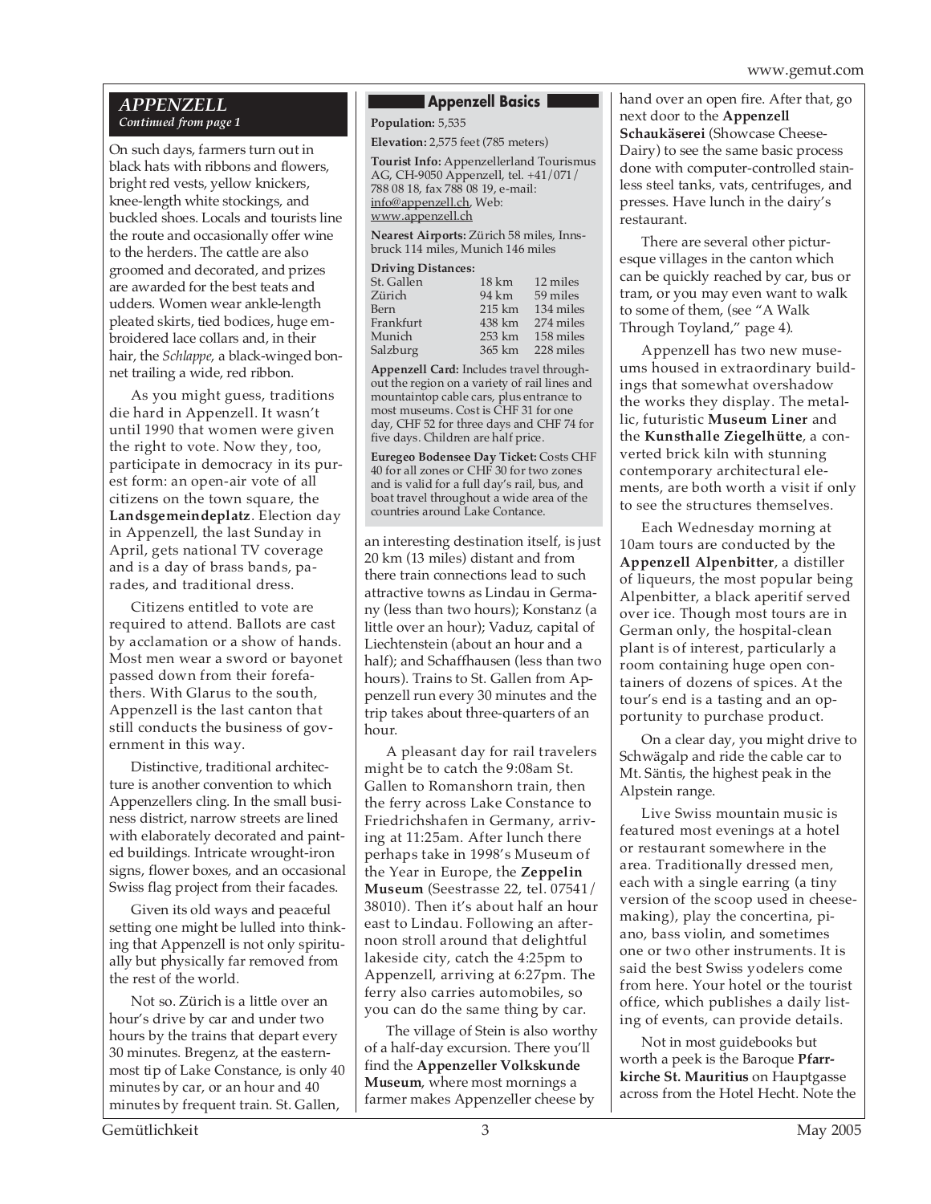## APPENZELL

*Continued from page 1*

On such days, farmers turn out in black hats with ribbons and flowers, bright red vests, yellow knickers, knee-length white stockings, and buckled shoes. Locals and tourists line the route and occasionally offer wine to the herders. The cattle are also groomed and decorated, and prizes are awarded for the best teats and udders. Women wear ankle-length pleated skirts, tied bodices, huge embroidered lace collars and, in their hair, the *Schlappe*, a black-winged bonnet trailing a wide, red ribbon.

As you might guess, traditions die hard in Appenzell. It wasn't until 1990 that women were given the right to vote. Now they, too, participate in democracy in its purest form: an open-air vote of all citizens on the town square, the **Landsgemeindeplatz**. Election day in Appenzell, the last Sunday in April, gets national TV coverage and is a day of brass bands, parades, and traditional dress.

Citizens entitled to vote are required to attend. Ballots are cast by acclamation or a show of hands. Most men wear a sword or bayonet passed down from their forefathers. With Glarus to the south, Appenzell is the last canton that still conducts the business of government in this way.

Distinctive, traditional architecture is another convention to which Appenzellers cling. In the small business district, narrow streets are lined with elaborately decorated and painted buildings. Intricate wrought-iron signs, flower boxes, and an occasional Swiss flag project from their facades.

Given its old ways and peaceful setting one might be lulled into thinking that Appenzell is not only spiritually but physically far removed from the rest of the world.

Not so. Zürich is a little over an hour's drive by car and under two hours by the trains that depart every 30 minutes. Bregenz, at the easternmost tip of Lake Constance, is only 40 minutes by car, or an hour and 40 minutes by frequent train. St. Gallen, an interesting destination itself, is just 20 km (13 miles) distant and from there train connections lead to such attractive towns as Lindau in Germany (less than two hours); Konstanz (a little over an hour); Vaduz, capital of Liechtenstein (about an hour and a half); and Schaffhausen (less than two hours). Trains to St. Gallen from Appenzell run every 30 minutes and the trip takes about three-quarters of an hour.

A pleasant day for rail travelers might be to catch the 9:08am St. Gallen to Romanshorn train, then the ferry across Lake Constance to Friedrichshafen in Germany, arriving at 11:25am. After lunch there perhaps take in 1998's Museum of the Year in Europe, the **Zeppelin Museum** (Seestrasse 22, tel. 07541/ 38010). Then it's about half an hour east to Lindau. Following an afternoon stroll around that delightful lakeside city, catch the 4:25pm to Appenzell, arriving at 6:27pm. The ferry also carries automobiles, so you can do the same thing by car.

The village of Stein is also worthy of a half-day excursion. There you'll find the **Appenzeller Volkskunde Museum**, where most mornings a farmer makes Appenzeller cheese by hand over an open fire. After that, go next door to the **Appenzell Schaukäserei** (Showcase Cheese-Dairy) to see the same basic process done with computer-controlled stainless steel tanks, vats, centrifuges, and presses. Have lunch in the dairy's restaurant.

There are several other picturesque villages in the canton which can be quickly reached by car, bus or tram, or you may even want to walk to some of them, (see "A Walk Through Toyland," page 4).

Appenzell has two new museums housed in extraordinary buildings that somewhat overshadow the works they display. The metallic, futuristic **Museum Liner** and the **Kunsthalle Ziegelhütte**, a converted brick kiln with stunning contemporary architectural elements, are both worth a visit if only to see the structures themselves.

Each Wednesday morning at 10am tours are conducted by the **Appenzell Alpenbitter**, a distiller of liqueurs, the most popular being Alpenbitter, a black aperitif served over ice. Though most tours are in German only, the hospital-clean plant is of interest, particularly a room containing huge open containers of dozens of spices. At the tour's end is a tasting and an opportunity to purchase product.

On a clear day, you might drive to Schwägalp and ride the cable car to Mt. Säntis, the highest peak in the Alpstein range.

Live Swiss mountain music is featured most evenings at a hotel or restaurant somewhere in the area. Traditionally dressed men, each with a single earring (a tiny version of the scoop used in cheesemaking), play the concertina, piano, bass violin, and sometimes one or two other instruments. It is said the best Swiss yodelers come from here. Your hotel or the tourist office, which publishes a daily listing of events, can provide details.

Not in most guidebooks but worth a peek is the Baroque **Pfarrkirche St. Mauritius** on Hauptgasse across from the Hotel Hecht. Note the

### Appenzell Basics

**Population:** 5,535

**Elevation:** 2,575 feet (785 meters)

**Tourist Info:** Appenzellerland Tourismus AG, CH-9050 Appenzell, tel. +41/071/ 788 08 18, fax 788 08 19, e-mail: info@appenzell.ch, Web: www.appenzell.ch

**Nearest Airports:** Zürich 58 miles, Innsbruck 114 miles, Munich 146 miles

**Driving Distances:**

| | | |
|---|---|---|
| St. Gallen | 18 km | 12 miles |
| Zürich | 94 km | 59 miles |
| Bern | 215 km | 134 miles |
| Frankfurt | 438 km | 274 miles |
| Munich | 253 km | 158 miles |
| Salzburg | 365 km | 228 miles |

**Appenzell Card:** Includes travel throughout the region on a variety of rail lines and mountaintop cable cars, plus entrance to most museums. Cost is CHF 31 for one day, CHF 52 for three days and CHF 74 for five days. Children are half price.

**Euregeo Bodensee Day Ticket:** Costs CHF 40 for all zones or CHF 30 for two zones and is valid for a full day's rail, bus, and boat travel throughout a wide area of the countries around Lake Contance.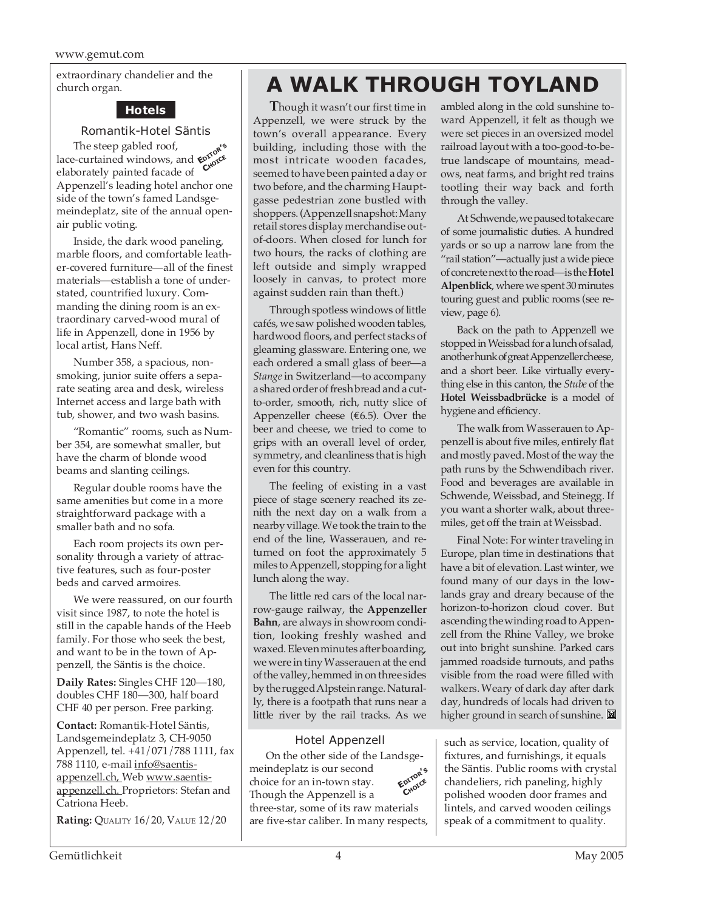extraordinary chandelier and the church organ.

### Hotels

#### Romantik-Hotel Säntis

EDITOR'S CHOICE

The steep gabled roof, lace-curtained windows, and elaborately painted facade of Appenzell's leading hotel anchor one side of the town's famed Landsgemeindeplatz, site of the annual open-air public voting.

Inside, the dark wood paneling, marble floors, and comfortable leather-covered furniture—all of the finest materials—establish a tone of understated, countrified luxury. Commanding the dining room is an extraordinary carved-wood mural of life in Appenzell, done in 1956 by local artist, Hans Neff.

Number 358, a spacious, nonsmoking, junior suite offers a separate seating area and desk, wireless Internet access and large bath with tub, shower, and two wash basins.

"Romantic" rooms, such as Number 354, are somewhat smaller, but have the charm of blonde wood beams and slanting ceilings.

Regular double rooms have the same amenities but come in a more straightforward package with a smaller bath and no sofa.

Each room projects its own personality through a variety of attractive features, such as four-poster beds and carved armoires.

We were reassured, on our fourth visit since 1987, to note the hotel is still in the capable hands of the Heeb family. For those who seek the best, and want to be in the town of Appenzell, the Säntis is the choice.

**Daily Rates:** Singles CHF 120—180, doubles CHF 180—300, half board CHF 40 per person. Free parking.

**Contact:** Romantik-Hotel Säntis, Landsgemeindeplatz 3, CH-9050 Appenzell, tel. +41/071/788 1111, fax 788 1110, e-mail info@saentis-appenzell.ch, Web www.saentis-appenzell.ch. Proprietors: Stefan and Catriona Heeb.

**Rating:** QUALITY 16/20, VALUE 12/20

# A WALK THROUGH TOYLAND

Though it wasn't our first time in Appenzell, we were struck by the town's overall appearance. Every building, including those with the most intricate wooden facades, seemed to have been painted a day or two before, and the charming Hauptgasse pedestrian zone bustled with shoppers. (Appenzell snapshot: Many retail stores display merchandise out-of-doors. When closed for lunch for two hours, the racks of clothing are left outside and simply wrapped loosely in canvas, to protect more against sudden rain than theft.)

Through spotless windows of little cafés, we saw polished wooden tables, hardwood floors, and perfect stacks of gleaming glassware. Entering one, we each ordered a small glass of beer—a *Stange* in Switzerland—to accompany a shared order of fresh bread and a cut-to-order, smooth, rich, nutty slice of Appenzeller cheese (€6.5). Over the beer and cheese, we tried to come to grips with an overall level of order, symmetry, and cleanliness that is high even for this country.

The feeling of existing in a vast piece of stage scenery reached its zenith the next day on a walk from a nearby village. We took the train to the end of the line, Wasserauen, and returned on foot the approximately 5 miles to Appenzell, stopping for a light lunch along the way.

The little red cars of the local narrow-gauge railway, the **Appenzeller Bahn**, are always in showroom condition, looking freshly washed and waxed. Eleven minutes after boarding, we were in tiny Wasserauen at the end of the valley, hemmed in on three sides by the rugged Alpstein range. Naturally, there is a footpath that runs near a little river by the rail tracks. As we ambled along in the cold sunshine toward Appenzell, it felt as though we were set pieces in an oversized model railroad layout with a too-good-to-be-true landscape of mountains, meadows, neat farms, and bright red trains tootling their way back and forth through the valley.

At Schwende, we paused to take care of some journalistic duties. A hundred yards or so up a narrow lane from the "rail station"—actually just a wide piece of concrete next to the road—is the **Hotel Alpenblick**, where we spent 30 minutes touring guest and public rooms (see review, page 6).

Back on the path to Appenzell we stopped in Weissbad for a lunch of salad, another hunk of great Appenzeller cheese, and a short beer. Like virtually everything else in this canton, the *Stube* of the **Hotel Weissbadbrücke** is a model of hygiene and efficiency.

The walk from Wasserauen to Appenzell is about five miles, entirely flat and mostly paved. Most of the way the path runs by the Schwendibach river. Food and beverages are available in Schwende, Weissbad, and Steinegg. If you want a shorter walk, about three-miles, get off the train at Weissbad.

Final Note: For winter traveling in Europe, plan time in destinations that have a bit of elevation. Last winter, we found many of our days in the lowlands gray and dreary because of the horizon-to-horizon cloud cover. But ascending the winding road to Appenzell from the Rhine Valley, we broke out into bright sunshine. Parked cars jammed roadside turnouts, and paths visible from the road were filled with walkers. Weary of dark day after dark day, hundreds of locals had driven to higher ground in search of sunshine.

#### Hotel Appenzell

EDITOR'S CHOICE

On the other side of the Landsgemeindeplatz is our second choice for an in-town stay. Though the Appenzell is a three-star, some of its raw materials are five-star caliber. In many respects, such as service, location, quality of fixtures, and furnishings, it equals the Säntis. Public rooms with crystal chandeliers, rich paneling, highly polished wooden door frames and lintels, and carved wooden ceilings speak of a commitment to quality.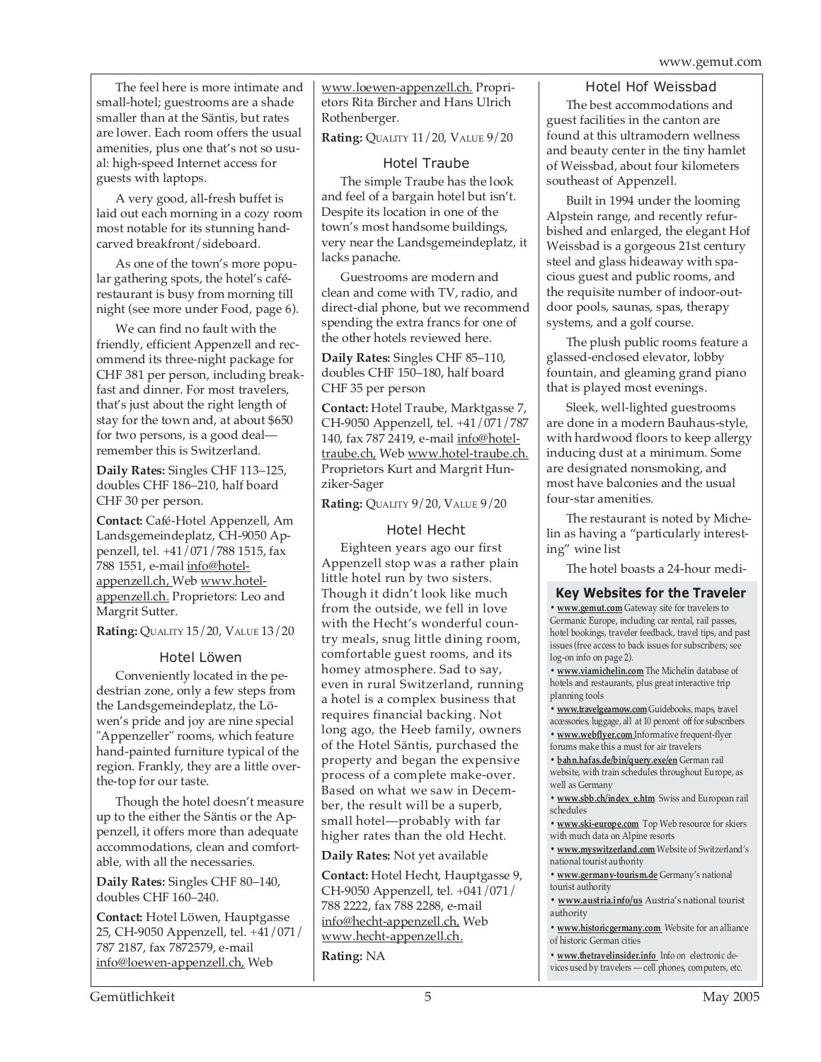The feel here is more intimate and small-hotel; guestrooms are a shade smaller than at the Säntis, but rates are lower. Each room offers the usual amenities, plus one that's not so usual: high-speed Internet access for guests with laptops.

A very good, all-fresh buffet is laid out each morning in a cozy room most notable for its stunning hand-carved breakfront/sideboard.

As one of the town's more popular gathering spots, the hotel's café-restaurant is busy from morning till night (see more under Food, page 6).

We can find no fault with the friendly, efficient Appenzell and recommend its three-night package for CHF 381 per person, including breakfast and dinner. For most travelers, that's just about the right length of stay for the town and, at about $650 for two persons, is a good deal—remember this is Switzerland.

**Daily Rates:** Singles CHF 113–125, doubles CHF 186–210, half board CHF 30 per person.

**Contact:** Café-Hotel Appenzell, Am Landsgemeindeplatz, CH-9050 Appenzell, tel. +41/071/788 1515, fax 788 1551, e-mail info@hotel-appenzell.ch, Web www.hotel-appenzell.ch. Proprietors: Leo and Margrit Sutter.

**Rating:** QUALITY 15/20, VALUE 13/20

### Hotel Löwen

Conveniently located in the pedestrian zone, only a few steps from the Landsgemeindeplatz, the Löwen's pride and joy are nine special "Appenzeller" rooms, which feature hand-painted furniture typical of the region. Frankly, they are a little over-the-top for our taste.

Though the hotel doesn't measure up to the either the Säntis or the Appenzell, it offers more than adequate accommodations, clean and comfortable, with all the necessaries.

**Daily Rates:** Singles CHF 80–140, doubles CHF 160–240.

**Contact:** Hotel Löwen, Hauptgasse 25, CH-9050 Appenzell, tel. +41/071/787 2187, fax 7872579, e-mail info@loewen-appenzell.ch, Web www.loewen-appenzell.ch. Proprietors Rita Bircher and Hans Ulrich Rothenberger.

**Rating:** QUALITY 11/20, VALUE 9/20

### Hotel Traube

The simple Traube has the look and feel of a bargain hotel but isn't. Despite its location in one of the town's most handsome buildings, very near the Landsgemeindeplatz, it lacks panache.

Guestrooms are modern and clean and come with TV, radio, and direct-dial phone, but we recommend spending the extra francs for one of the other hotels reviewed here.

**Daily Rates:** Singles CHF 85–110, doubles CHF 150–180, half board CHF 35 per person

**Contact:** Hotel Traube, Marktgasse 7, CH-9050 Appenzell, tel. +41/071/787 140, fax 787 2419, e-mail info@hotel-traube.ch, Web www.hotel-traube.ch. Proprietors Kurt and Margrit Hunziker-Sager

**Rating:** QUALITY 9/20, VALUE 9/20

### Hotel Hecht

Eighteen years ago our first Appenzell stop was a rather plain little hotel run by two sisters. Though it didn't look like much from the outside, we fell in love with the Hecht's wonderful country meals, snug little dining room, comfortable guest rooms, and its homey atmosphere. Sad to say, even in rural Switzerland, running a hotel is a complex business that requires financial backing. Not long ago, the Heeb family, owners of the Hotel Säntis, purchased the property and began the expensive process of a complete make-over. Based on what we saw in December, the result will be a superb, small hotel—probably with far higher rates than the old Hecht.

**Daily Rates:** Not yet available

**Contact:** Hotel Hecht, Hauptgasse 9, CH-9050 Appenzell, tel. +041/071/788 2222, fax 788 2288, e-mail info@hecht-appenzell.ch, Web www.hecht-appenzell.ch.

**Rating:** NA

### Hotel Hof Weissbad

The best accommodations and guest facilities in the canton are found at this ultramodern wellness and beauty center in the tiny hamlet of Weissbad, about four kilometers southeast of Appenzell.

Built in 1994 under the looming Alpstein range, and recently refurbished and enlarged, the elegant Hof Weissbad is a gorgeous 21st century steel and glass hideaway with spacious guest and public rooms, and the requisite number of indoor-outdoor pools, saunas, spas, therapy systems, and a golf course.

The plush public rooms feature a glassed-enclosed elevator, lobby fountain, and gleaming grand piano that is played most evenings.

Sleek, well-lighted guestrooms are done in a modern Bauhaus-style, with hardwood floors to keep allergy inducing dust at a minimum. Some are designated nonsmoking, and most have balconies and the usual four-star amenities.

The restaurant is noted by Michelin as having a "particularly interesting" wine list

The hotel boasts a 24-hour medi-

### Key Websites for the Traveler

- **www.gemut.com** Gateway site for travelers to Germanic Europe, including car rental, rail passes, hotel bookings, traveler feedback, travel tips, and past issues (free access to back issues for subscribers; see log-on info on page 2).
- **www.viamichelin.com** The Michelin database of hotels and restaurants, plus great interactive trip planning tools
- **www.travelgearnow.com** Guidebooks, maps, travel accessories, luggage, all at 10 percent off for subscribers
- **www.webflyer.com** Informative frequent-flyer forums make this a must for air travelers
- **bahn.hafas.de/bin/query.exe/en** German rail website, with train schedules throughout Europe, as well as Germany
- **www.sbb.ch/index_e.htm** Swiss and European rail schedules
- **www.ski-europe.com** Top Web resource for skiers with much data on Alpine resorts
- **www.myswitzerland.com** Website of Switzerland's national tourist authority
- **www.germany-tourism.de** Germany's national tourist authority
- **www.austria.info/us** Austria's national tourist authority
- **www.historicgermany.com** Website for an alliance of historic German cities
- **www.thetravelinsider.info** Info on electronic devices used by travelers — cell phones, computers, etc.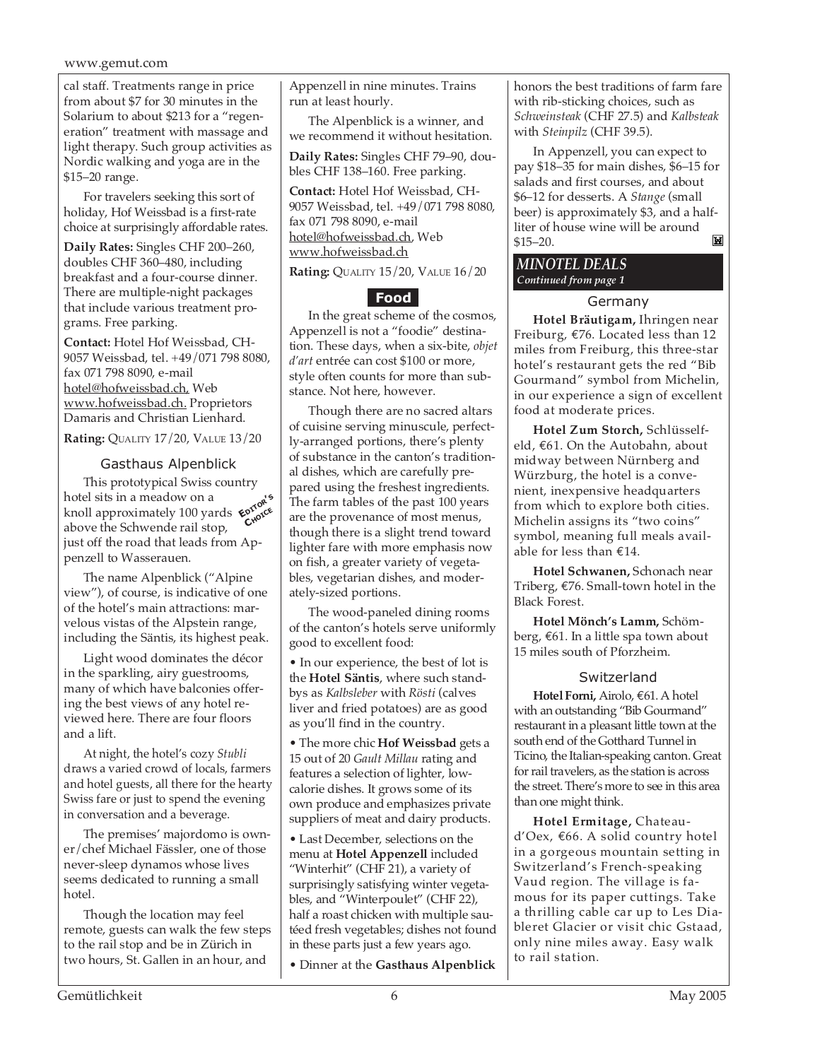cal staff. Treatments range in price from about $7 for 30 minutes in the Solarium to about $213 for a "regeneration" treatment with massage and light therapy. Such group activities as Nordic walking and yoga are in the $15–20 range.

For travelers seeking this sort of holiday, Hof Weissbad is a first-rate choice at surprisingly affordable rates.

**Daily Rates:** Singles CHF 200–260, doubles CHF 360–480, including breakfast and a four-course dinner. There are multiple-night packages that include various treatment programs. Free parking.

**Contact:** Hotel Hof Weissbad, CH-9057 Weissbad, tel. +49/071 798 8080, fax 071 798 8090, e-mail hotel@hofweissbad.ch, Web www.hofweissbad.ch. Proprietors Damaris and Christian Lienhard.

**Rating:** QUALITY 17/20, VALUE 13/20

### Gasthaus Alpenblick

EDITOR'S CHOICE

This prototypical Swiss country hotel sits in a meadow on a knoll approximately 100 yards above the Schwende rail stop, just off the road that leads from Appenzell to Wasserauen.

The name Alpenblick ("Alpine view"), of course, is indicative of one of the hotel's main attractions: marvelous vistas of the Alpstein range, including the Säntis, its highest peak.

Light wood dominates the décor in the sparkling, airy guestrooms, many of which have balconies offering the best views of any hotel reviewed here. There are four floors and a lift.

At night, the hotel's cozy *Stubli* draws a varied crowd of locals, farmers and hotel guests, all there for the hearty Swiss fare or just to spend the evening in conversation and a beverage.

The premises' majordomo is owner/chef Michael Fässler, one of those never-sleep dynamos whose lives seems dedicated to running a small hotel.

Though the location may feel remote, guests can walk the few steps to the rail stop and be in Zürich in two hours, St. Gallen in an hour, and Appenzell in nine minutes. Trains run at least hourly.

The Alpenblick is a winner, and we recommend it without hesitation.

**Daily Rates:** Singles CHF 79–90, doubles CHF 138–160. Free parking.

**Contact:** Hotel Hof Weissbad, CH-9057 Weissbad, tel. +49/071 798 8080, fax 071 798 8090, e-mail hotel@hofweissbad.ch, Web www.hofweissbad.ch

**Rating:** QUALITY 15/20, VALUE 16/20

## Food

In the great scheme of the cosmos, Appenzell is not a "foodie" destination. These days, when a six-bite, *objet d'art* entrée can cost $100 or more, style often counts for more than substance. Not here, however.

Though there are no sacred altars of cuisine serving minuscule, perfectly-arranged portions, there's plenty of substance in the canton's traditional dishes, which are carefully prepared using the freshest ingredients. The farm tables of the past 100 years are the provenance of most menus, though there is a slight trend toward lighter fare with more emphasis now on fish, a greater variety of vegetables, vegetarian dishes, and moderately-sized portions.

The wood-paneled dining rooms of the canton's hotels serve uniformly good to excellent food:

- In our experience, the best of lot is the **Hotel Säntis**, where such standbys as *Kalbsleber* with *Rösti* (calves liver and fried potatoes) are as good as you'll find in the country.
- The more chic **Hof Weissbad** gets a 15 out of 20 *Gault Millau* rating and features a selection of lighter, low-calorie dishes. It grows some of its own produce and emphasizes private suppliers of meat and dairy products.
- Last December, selections on the menu at **Hotel Appenzell** included "Winterhit" (CHF 21), a variety of surprisingly satisfying winter vegetables, and "Winterpoulet" (CHF 22), half a roast chicken with multiple sautéed fresh vegetables; dishes not found in these parts just a few years ago.
- Dinner at the **Gasthaus Alpenblick** honors the best traditions of farm fare with rib-sticking choices, such as *Schweinsteak* (CHF 27.5) and *Kalbsteak* with *Steinpilz* (CHF 39.5).

In Appenzell, you can expect to pay $18–35 for main dishes, $6–15 for salads and first courses, and about $6–12 for desserts. A *Stange* (small beer) is approximately $3, and a half-liter of house wine will be around $15–20.

## *MINOTEL DEALS*

*Continued from page 1*

### Germany

**Hotel Bräutigam,** Ihringen near Freiburg, €76. Located less than 12 miles from Freiburg, this three-star hotel's restaurant gets the red "Bib Gourmand" symbol from Michelin, in our experience a sign of excellent food at moderate prices.

**Hotel Zum Storch,** Schlüsselfeld, €61. On the Autobahn, about midway between Nürnberg and Würzburg, the hotel is a convenient, inexpensive headquarters from which to explore both cities. Michelin assigns its "two coins" symbol, meaning full meals available for less than €14.

**Hotel Schwanen,** Schonach near Triberg, €76. Small-town hotel in the Black Forest.

**Hotel Mönch's Lamm,** Schömberg, €61. In a little spa town about 15 miles south of Pforzheim.

### Switzerland

**Hotel Forni,** Airolo, €61. A hotel with an outstanding "Bib Gourmand" restaurant in a pleasant little town at the south end of the Gotthard Tunnel in Ticino, the Italian-speaking canton. Great for rail travelers, as the station is across the street. There's more to see in this area than one might think.

**Hotel Ermitage,** Chateau-d'Oex, €66. A solid country hotel in a gorgeous mountain setting in Switzerland's French-speaking Vaud region. The village is famous for its paper cuttings. Take a thrilling cable car up to Les Diableret Glacier or visit chic Gstaad, only nine miles away. Easy walk to rail station.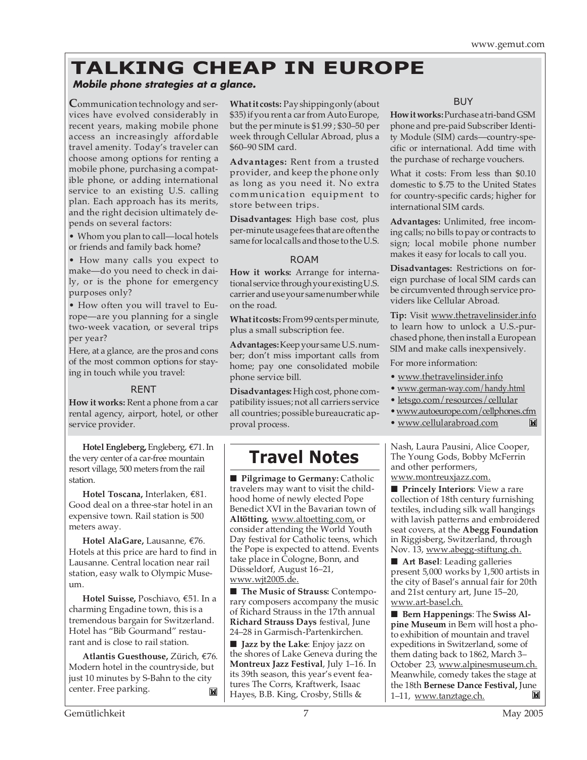# TALKING CHEAP IN EUROPE

***Mobile phone strategies at a glance.***

Communication technology and services have evolved considerably in recent years, making mobile phone access an increasingly affordable travel amenity. Today's traveler can choose among options for renting a mobile phone, purchasing a compatible phone, or adding international service to an existing U.S. calling plan. Each approach has its merits, and the right decision ultimately depends on several factors:

- Whom you plan to call—local hotels or friends and family back home?
- How many calls you expect to make—do you need to check in daily, or is the phone for emergency purposes only?
- How often you will travel to Europe—are you planning for a single two-week vacation, or several trips per year?

Here, at a glance, are the pros and cons of the most common options for staying in touch while you travel:

### RENT

**How it works:** Rent a phone from a car rental agency, airport, hotel, or other service provider.

**What it costs:** Pay shipping only (about $35) if you rent a car from Auto Europe, but the per minute is $1.99 ; $30–50 per week through Cellular Abroad, plus a $60–90 SIM card.

**Advantages:** Rent from a trusted provider, and keep the phone only as long as you need it. No extra communication equipment to store between trips.

**Disadvantages:** High base cost, plus per-minute usage fees that are often the same for local calls and those to the U.S.

### ROAM

**How it works:** Arrange for international service through your existing U.S. carrier and use your same number while on the road.

**What it costs:** From 99 cents per minute, plus a small subscription fee.

**Advantages:** Keep your same U.S. number; don't miss important calls from home; pay one consolidated mobile phone service bill.

**Disadvantages:** High cost, phone compatibility issues; not all carriers service all countries; possible bureaucratic approval process.

### BUY

**How it works:** Purchase a tri-band GSM phone and pre-paid Subscriber Identity Module (SIM) cards—country-specific or international. Add time with the purchase of recharge vouchers.

What it costs: From less than $0.10 domestic to $.75 to the United States for country-specific cards; higher for international SIM cards.

**Advantages:** Unlimited, free incoming calls; no bills to pay or contracts to sign; local mobile phone number makes it easy for locals to call you.

**Disadvantages:** Restrictions on foreign purchase of local SIM cards can be circumvented through service providers like Cellular Abroad.

**Tip:** Visit www.thetravelinsider.info to learn how to unlock a U.S.-purchased phone, then install a European SIM and make calls inexpensively.

For more information:

- www.thetravelinsider.info
- www.german-way.com/handy.html
- letsgo.com/resources/cellular
- www.autoeurope.com/cellphones.cfm
- www.cellularabroad.com

---

**Hotel Engleberg,** Engleberg, €71. In the very center of a car-free mountain resort village, 500 meters from the rail station.

**Hotel Toscana,** Interlaken, €81. Good deal on a three-star hotel in an expensive town. Rail station is 500 meters away.

**Hotel AlaGare,** Lausanne, €76. Hotels at this price are hard to find in Lausanne. Central location near rail station, easy walk to Olympic Museum.

**Hotel Suisse,** Poschiavo, €51. In a charming Engadine town, this is a tremendous bargain for Switzerland. Hotel has "Bib Gourmand" restaurant and is close to rail station.

**Atlantis Guesthouse,** Zürich, €76. Modern hotel in the countryside, but just 10 minutes by S-Bahn to the city center. Free parking.

# Travel Notes

■ **Pilgrimage to Germany:** Catholic travelers may want to visit the childhood home of newly elected Pope Benedict XVI in the Bavarian town of **Altötting**, www.altoetting.com, or consider attending the World Youth Day festival for Catholic teens, which the Pope is expected to attend. Events take place in Cologne, Bonn, and Düsseldorf, August 16–21, www.wjt2005.de.

■ **The Music of Strauss:** Contemporary composers accompany the music of Richard Strauss in the 17th annual **Richard Strauss Days** festival, June 24–28 in Garmisch-Partenkirchen.

■ **Jazz by the Lake**: Enjoy jazz on the shores of Lake Geneva during the **Montreux Jazz Festival**, July 1–16. In its 39th season, this year's event features The Corrs, Kraftwerk, Isaac Hayes, B.B. King, Crosby, Stills & Nash, Laura Pausini, Alice Cooper, The Young Gods, Bobby McFerrin and other performers, www.montreuxjazz.com.

■ **Princely Interiors**: View a rare collection of 18th century furnishing textiles, including silk wall hangings with lavish patterns and embroidered seat covers, at the **Abegg Foundation** in Riggisberg, Switzerland, through Nov. 13, www.abegg-stiftung.ch.

■ **Art Basel**: Leading galleries present 5,000 works by 1,500 artists in the city of Basel's annual fair for 20th and 21st century art, June 15–20, www.art-basel.ch.

■ **Bern Happenings**: The **Swiss Alpine Museum** in Bern will host a photo exhibition of mountain and travel expeditions in Switzerland, some of them dating back to 1862, March 3–October 23, www.alpinesmuseum.ch. Meanwhile, comedy takes the stage at the 18th **Bernese Dance Festival,** June 1–11, www.tanztage.ch.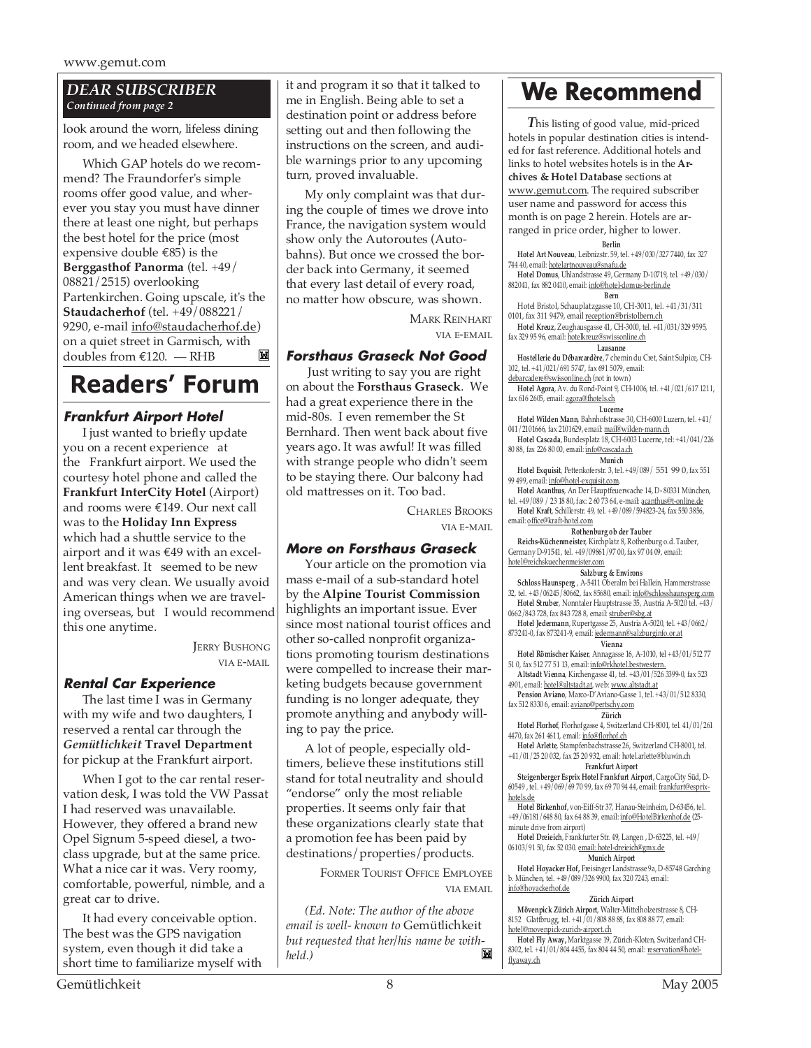## DEAR SUBSCRIBER

*Continued from page 2*

look around the worn, lifeless dining room, and we headed elsewhere.

Which GAP hotels do we recommend? The Fraundorfer's simple rooms offer good value, and wherever you stay you must have dinner there at least one night, but perhaps the best hotel for the price (most expensive double €85) is the **Berggasthof Panorma** (tel. +49/ 08821/2515) overlooking Partenkirchen. Going upscale, it's the **Staudacherhof** (tel. +49/088221/ 9290, e-mail info@staudacherhof.de) on a quiet street in Garmisch, with doubles from €120. — RHB

# Readers' Forum

### Frankfurt Airport Hotel

I just wanted to briefly update you on a recent experience at the Frankfurt airport. We used the courtesy hotel phone and called the **Frankfurt InterCity Hotel** (Airport) and rooms were €149. Our next call was to the **Holiday Inn Express** which had a shuttle service to the airport and it was €49 with an excellent breakfast. It seemed to be new and was very clean. We usually avoid American things when we are traveling overseas, but I would recommend this one anytime.

JERRY BUSHONG
VIA E-MAIL

### Rental Car Experience

The last time I was in Germany with my wife and two daughters, I reserved a rental car through the *Gemütlichkeit* **Travel Department** for pickup at the Frankfurt airport.

When I got to the car rental reservation desk, I was told the VW Passat I had reserved was unavailable. However, they offered a brand new Opel Signum 5-speed diesel, a two-class upgrade, but at the same price. What a nice car it was. Very roomy, comfortable, powerful, nimble, and a great car to drive.

It had every conceivable option. The best was the GPS navigation system, even though it did take a short time to familiarize myself with it and program it so that it talked to me in English. Being able to set a destination point or address before setting out and then following the instructions on the screen, and audible warnings prior to any upcoming turn, proved invaluable.

My only complaint was that during the couple of times we drove into France, the navigation system would show only the Autoroutes (Autobahns). But once we crossed the border back into Germany, it seemed that every last detail of every road, no matter how obscure, was shown.

MARK REINHART
VIA E-MAIL

### Forsthaus Graseck Not Good

Just writing to say you are right on about the **Forsthaus Graseck**. We had a great experience there in the mid-80s. I even remember the St Bernhard. Then went back about five years ago. It was awful! It was filled with strange people who didn't seem to be staying there. Our balcony had old mattresses on it. Too bad.

CHARLES BROOKS
VIA E-MAIL

### More on Forsthaus Graseck

Your article on the promotion via mass e-mail of a sub-standard hotel by the **Alpine Tourist Commission** highlights an important issue. Ever since most national tourist offices and other so-called nonprofit organizations promoting tourism destinations were compelled to increase their marketing budgets because government funding is no longer adequate, they promote anything and anybody willing to pay the price.

A lot of people, especially old-timers, believe these institutions still stand for total neutrality and should "endorse" only the most reliable properties. It seems only fair that these organizations clearly state that a promotion fee has been paid by destinations/properties/products.

FORMER TOURIST OFFICE EMPLOYEE
VIA EMAIL

*(Ed. Note: The author of the above email is well- known to* Gemütlichkeit *but requested that her/his name be withheld.)*

# We Recommend

*This listing of good value, mid-priced hotels in popular destination cities is intended for fast reference. Additional hotels and links to hotel websites hotels is in the* ***Archives & Hotel Database*** *sections at www.gemut.com. The required subscriber user name and password for access this month is on page 2 herein. Hotels are arranged in price order, higher to lower.*

**Berlin**

**Hotel Art Nouveau**, Leibnizstr. 59, tel. +49/030/327 7440, fax 327 744 40, email: hotelartnouveau@snafu.de

**Hotel Domus**, Uhlandstrasse 49, Germany D-10719, tel. +49/030/ 882041, fax 882 0410, email: info@hotel-domus-berlin.de

**Bern**

Hotel Bristol, Schauplatzgasse 10, CH-3011, tel. +41/31/311 0101, fax 311 9479, email reception@bristolbern.ch

**Hotel Kreuz**, Zeughausgasse 41, CH-3000, tel. +41/031/329 9595, fax 329 95 96, email: hotelkreuz@swissonline.ch

**Lausanne**

**Hostellerie du Débarcardère**, 7 chemin du Cret, Saint Sulpice, CH-102, tel. +41/021/691 5747, fax 691 5079, email: debarcadere@swissonline.ch (not in town)

**Hotel Agora**, Av. du Rond-Point 9, CH-1006, tel. +41/021/617 1211, fax 616 2605, email: agora@fhotels.ch

**Lucerne**

**Hotel Wilden Mann**, Bahnhofstrasse 30, CH-6000 Luzern, tel. +41/ 041/2101666, fax 2101629, email: mail@wilden-mann.ch

**Hotel Cascada**, Bundesplatz 18, CH-6003 Lucerne, tel: +41/041/226 80 88, fax 226 80 00, email: info@cascada.ch

**Munich**

**Hotel Exquisit**, Pettenkoferstr. 3, tel. +49/089/ 551 99 0, fax 551 99 499, email: info@hotel-exquisit.com.

**Hotel Acanthus**, An Der Hauptfeuerwache 14, D- 80331 München, tel. +49/089 / 23 18 80, fax: 2 60 73 64, e-mail: acanthus@t-online.de

**Hotel Kraft**, Schillerstr. 49, tel. +49/089/594823-24, fax 550 3856, email: office@kraft-hotel.com

**Rothenburg ob der Tauber**

**Reichs-Küchenmeister**, Kirchplatz 8, Rothenburg o.d. Tauber, Germany D-91541, tel. +49/09861/97 00, fax 97 04 09, email: hotel@reichskuechenmeister.com

**Salzburg & Environs**

**Schloss Haunsperg**, A-5411 Oberalm bei Hallein, Hammerstrasse 32, tel. +43/06245/80662, fax 85680, email: info@schlosshaunsperg.com

**Hotel Struber**, Nonntaler Hauptstrasse 35, Austria A-5020 tel. +43/ 0662/843 728, fax 843 728 8, email: struber@sbg.at

**Hotel Jedermann**, Rupertgasse 25, Austria A-5020, tel. +43/0662/ 873241-0, fax 873241-9, email: jedermann@salzburginfo.or.at

**Vienna**

**Hotel Römischer Kaiser**, Annagasse 16, A-1010, tel +43/01/512 77 51 0, fax 512 77 51 13, email: info@rkhotel.bestwestern.

**Altstadt Vienna**, Kirchengasse 41, tel. +43/01/526 3399-0, fax 523 4901, email: hotel@altstadt.at, web: www.altstadt.at

**Pension Aviano**, Marco-D'Aviano-Gasse 1, tel. +43/01/512 8330, fax 512 8330 6, email: aviano@pertschy.com

**Zürich**

**Hotel Florhof**, Florhofgasse 4, Switzerland CH-8001, tel. 41/01/261 4470, fax 261 4611, email: info@florhof.ch

**Hotel Arlette**, Stampfenbachstrasse 26, Switzerland CH-8001, tel. +41/01/25 20 032, fax 25 20 932, email: hotel.arlette@bluwin.ch

**Frankfurt Airport**

**Steigenberger Esprix Hotel Frankfurt Airport**, CargoCity Süd, D-60549 , tel. +49/069/69 70 99, fax 69 70 94 44, email: frankfurt@esprix-hotels.de

**Hotel Birkenhof**, von-Eiff-Str 37, Hanau-Steinheim, D-63456, tel. +49/06181/648 80, fax 64 88 39, email: info@HotelBirkenhof.de (25-minute drive from airport)

**Hotel Dreieich**, Frankfurter Str. 49, Langen , D-63225, tel. +49/ 06103/91 50, fax 52 030. email: hotel-dreieich@gmx.de

**Munich Airport**

**Hotel Hoyacker Hof**, Freisinger Landstrasse 9a, D-85748 Garching b. München, tel. +49/089/326 9900, fax 320 7243, email: info@hoyackerhof.de

**Zürich Airport**

**Mövenpick Zürich Airport**, Walter-Mittelholzerstrasse 8, CH-8152 Glattbrugg, tel. +41/01/808 88 88, fax 808 88 77, email: hotel@movenpick-zurich-airport.ch

**Hotel Fly Away,** Marktgasse 19, Zürich-Kloten, Switzerland CH-8302, tel. +41/01/804 4455, fax 804 44 50, email: reservation@hotel-flyaway.ch